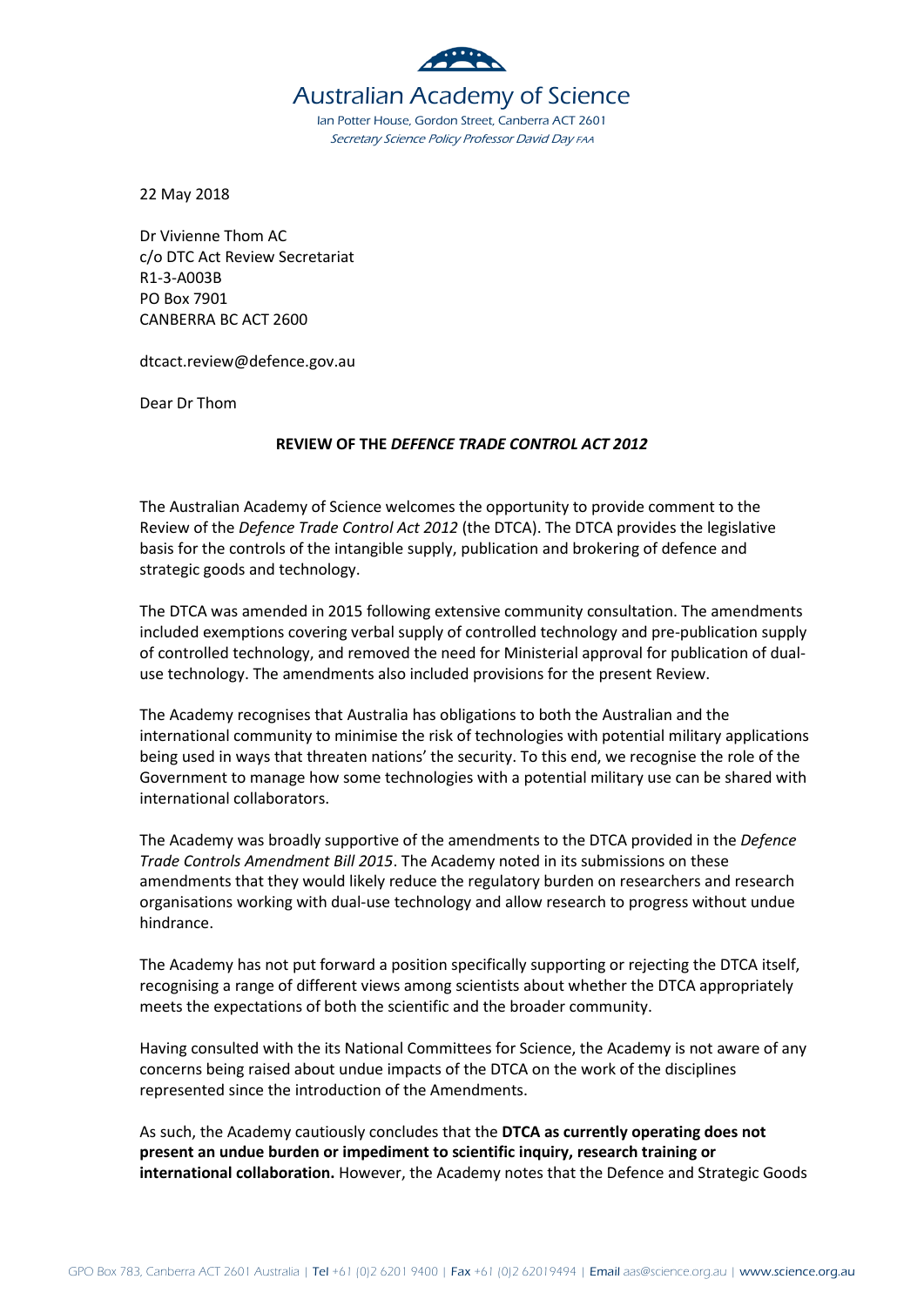# Australian Academy of Science

Ian Potter House, Gordon Street, Canberra ACT 2601
*Secretary Science Policy Professor David Day FAA*

22 May 2018

Dr Vivienne Thom AC
c/o DTC Act Review Secretariat
R1-3-A003B
PO Box 7901
CANBERRA BC ACT 2600

dtcact.review@defence.gov.au

Dear Dr Thom

**REVIEW OF THE *DEFENCE TRADE CONTROL ACT 2012***

The Australian Academy of Science welcomes the opportunity to provide comment to the Review of the *Defence Trade Control Act 2012* (the DTCA). The DTCA provides the legislative basis for the controls of the intangible supply, publication and brokering of defence and strategic goods and technology.

The DTCA was amended in 2015 following extensive community consultation. The amendments included exemptions covering verbal supply of controlled technology and pre-publication supply of controlled technology, and removed the need for Ministerial approval for publication of dual-use technology. The amendments also included provisions for the present Review.

The Academy recognises that Australia has obligations to both the Australian and the international community to minimise the risk of technologies with potential military applications being used in ways that threaten nations' the security. To this end, we recognise the role of the Government to manage how some technologies with a potential military use can be shared with international collaborators.

The Academy was broadly supportive of the amendments to the DTCA provided in the *Defence Trade Controls Amendment Bill 2015*. The Academy noted in its submissions on these amendments that they would likely reduce the regulatory burden on researchers and research organisations working with dual-use technology and allow research to progress without undue hindrance.

The Academy has not put forward a position specifically supporting or rejecting the DTCA itself, recognising a range of different views among scientists about whether the DTCA appropriately meets the expectations of both the scientific and the broader community.

Having consulted with the its National Committees for Science, the Academy is not aware of any concerns being raised about undue impacts of the DTCA on the work of the disciplines represented since the introduction of the Amendments.

As such, the Academy cautiously concludes that the **DTCA as currently operating does not present an undue burden or impediment to scientific inquiry, research training or international collaboration.** However, the Academy notes that the Defence and Strategic Goods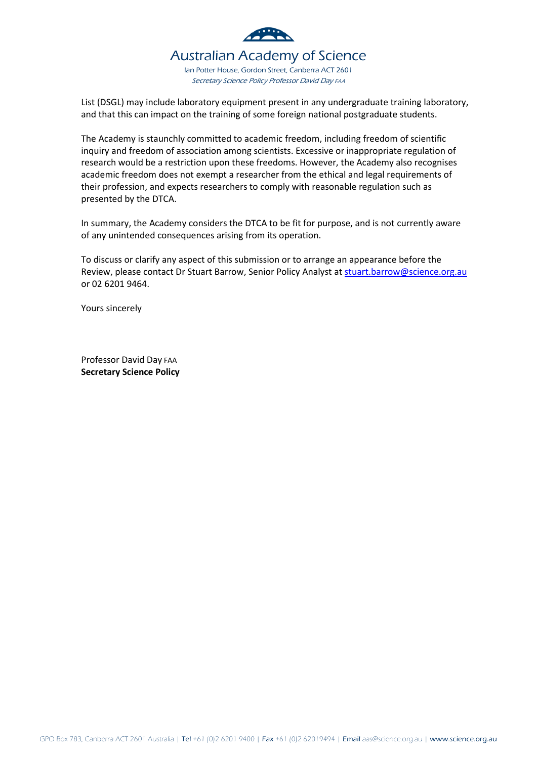List (DSGL) may include laboratory equipment present in any undergraduate training laboratory, and that this can impact on the training of some foreign national postgraduate students.

The Academy is staunchly committed to academic freedom, including freedom of scientific inquiry and freedom of association among scientists. Excessive or inappropriate regulation of research would be a restriction upon these freedoms. However, the Academy also recognises academic freedom does not exempt a researcher from the ethical and legal requirements of their profession, and expects researchers to comply with reasonable regulation such as presented by the DTCA.

In summary, the Academy considers the DTCA to be fit for purpose, and is not currently aware of any unintended consequences arising from its operation.

To discuss or clarify any aspect of this submission or to arrange an appearance before the Review, please contact Dr Stuart Barrow, Senior Policy Analyst at stuart.barrow@science.org.au or 02 6201 9464.

Yours sincerely

Professor David Day FAA
**Secretary Science Policy**